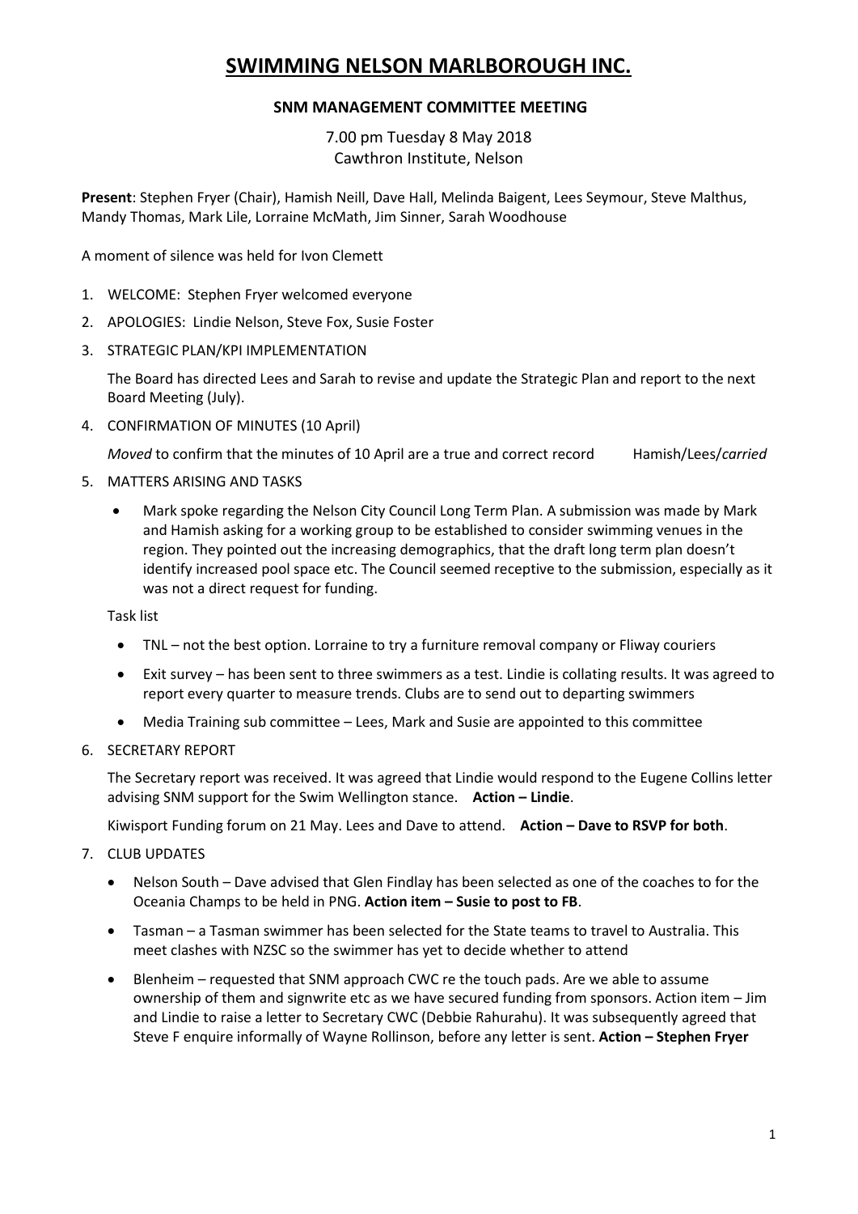# SWIMMING NELSON MARLBOROUGH INC.

## SNM MANAGEMENT COMMITTEE MEETING

7.00 pm Tuesday 8 May 2018
Cawthron Institute, Nelson

**Present**: Stephen Fryer (Chair), Hamish Neill, Dave Hall, Melinda Baigent, Lees Seymour, Steve Malthus, Mandy Thomas, Mark Lile, Lorraine McMath, Jim Sinner, Sarah Woodhouse

A moment of silence was held for Ivon Clemett

1. WELCOME: Stephen Fryer welcomed everyone
2. APOLOGIES: Lindie Nelson, Steve Fox, Susie Foster
3. STRATEGIC PLAN/KPI IMPLEMENTATION

   The Board has directed Lees and Sarah to revise and update the Strategic Plan and report to the next Board Meeting (July).

4. CONFIRMATION OF MINUTES (10 April)

   *Moved* to confirm that the minutes of 10 April are a true and correct record Hamish/Lees/*carried*

5. MATTERS ARISING AND TASKS

   - Mark spoke regarding the Nelson City Council Long Term Plan. A submission was made by Mark and Hamish asking for a working group to be established to consider swimming venues in the region. They pointed out the increasing demographics, that the draft long term plan doesn't identify increased pool space etc. The Council seemed receptive to the submission, especially as it was not a direct request for funding.

   Task list

   - TNL – not the best option. Lorraine to try a furniture removal company or Fliway couriers
   - Exit survey – has been sent to three swimmers as a test. Lindie is collating results. It was agreed to report every quarter to measure trends. Clubs are to send out to departing swimmers
   - Media Training sub committee – Lees, Mark and Susie are appointed to this committee

6. SECRETARY REPORT

   The Secretary report was received. It was agreed that Lindie would respond to the Eugene Collins letter advising SNM support for the Swim Wellington stance. **Action – Lindie**.

   Kiwisport Funding forum on 21 May. Lees and Dave to attend. **Action – Dave to RSVP for both**.

7. CLUB UPDATES

   - Nelson South – Dave advised that Glen Findlay has been selected as one of the coaches to for the Oceania Champs to be held in PNG. **Action item – Susie to post to FB**.
   - Tasman – a Tasman swimmer has been selected for the State teams to travel to Australia. This meet clashes with NZSC so the swimmer has yet to decide whether to attend
   - Blenheim – requested that SNM approach CWC re the touch pads. Are we able to assume ownership of them and signwrite etc as we have secured funding from sponsors. Action item – Jim and Lindie to raise a letter to Secretary CWC (Debbie Rahurahu). It was subsequently agreed that Steve F enquire informally of Wayne Rollinson, before any letter is sent. **Action – Stephen Fryer**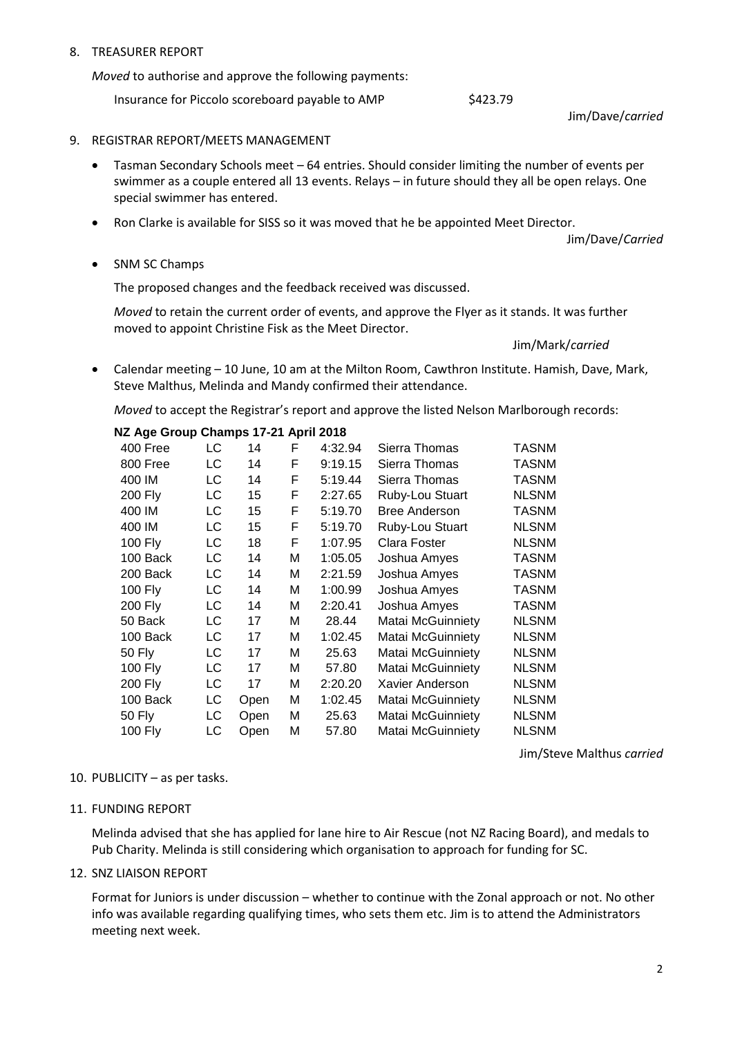8. TREASURER REPORT

   *Moved* to authorise and approve the following payments:

   Insurance for Piccolo scoreboard payable to AMP $423.79

   Jim/Dave/*carried*

9. REGISTRAR REPORT/MEETS MANAGEMENT

   - Tasman Secondary Schools meet – 64 entries. Should consider limiting the number of events per swimmer as a couple entered all 13 events. Relays – in future should they all be open relays. One special swimmer has entered.
   - Ron Clarke is available for SISS so it was moved that he be appointed Meet Director.

     Jim/Dave/*Carried*

   - SNM SC Champs

     The proposed changes and the feedback received was discussed.

     *Moved* to retain the current order of events, and approve the Flyer as it stands. It was further moved to appoint Christine Fisk as the Meet Director.

     Jim/Mark/*carried*

   - Calendar meeting – 10 June, 10 am at the Milton Room, Cawthron Institute. Hamish, Dave, Mark, Steve Malthus, Melinda and Mandy confirmed their attendance.

     *Moved* to accept the Registrar's report and approve the listed Nelson Marlborough records:

**NZ Age Group Champs 17-21 April 2018**

| Event | Course | Age | Sex | Time | Name | Club |
|---|---|---|---|---|---|---|
| 400 Free | LC | 14 | F | 4:32.94 | Sierra Thomas | TASNM |
| 800 Free | LC | 14 | F | 9:19.15 | Sierra Thomas | TASNM |
| 400 IM | LC | 14 | F | 5:19.44 | Sierra Thomas | TASNM |
| 200 Fly | LC | 15 | F | 2:27.65 | Ruby-Lou Stuart | NLSNM |
| 400 IM | LC | 15 | F | 5:19.70 | Bree Anderson | TASNM |
| 400 IM | LC | 15 | F | 5:19.70 | Ruby-Lou Stuart | NLSNM |
| 100 Fly | LC | 18 | F | 1:07.95 | Clara Foster | NLSNM |
| 100 Back | LC | 14 | M | 1:05.05 | Joshua Amyes | TASNM |
| 200 Back | LC | 14 | M | 2:21.59 | Joshua Amyes | TASNM |
| 100 Fly | LC | 14 | M | 1:00.99 | Joshua Amyes | TASNM |
| 200 Fly | LC | 14 | M | 2:20.41 | Joshua Amyes | TASNM |
| 50 Back | LC | 17 | M | 28.44 | Matai McGuinniety | NLSNM |
| 100 Back | LC | 17 | M | 1:02.45 | Matai McGuinniety | NLSNM |
| 50 Fly | LC | 17 | M | 25.63 | Matai McGuinniety | NLSNM |
| 100 Fly | LC | 17 | M | 57.80 | Matai McGuinniety | NLSNM |
| 200 Fly | LC | 17 | M | 2:20.20 | Xavier Anderson | NLSNM |
| 100 Back | LC | Open | M | 1:02.45 | Matai McGuinniety | NLSNM |
| 50 Fly | LC | Open | M | 25.63 | Matai McGuinniety | NLSNM |
| 100 Fly | LC | Open | M | 57.80 | Matai McGuinniety | NLSNM |

Jim/Steve Malthus *carried*

10. PUBLICITY – as per tasks.

11. FUNDING REPORT

    Melinda advised that she has applied for lane hire to Air Rescue (not NZ Racing Board), and medals to Pub Charity. Melinda is still considering which organisation to approach for funding for SC.

12. SNZ LIAISON REPORT

    Format for Juniors is under discussion – whether to continue with the Zonal approach or not. No other info was available regarding qualifying times, who sets them etc. Jim is to attend the Administrators meeting next week.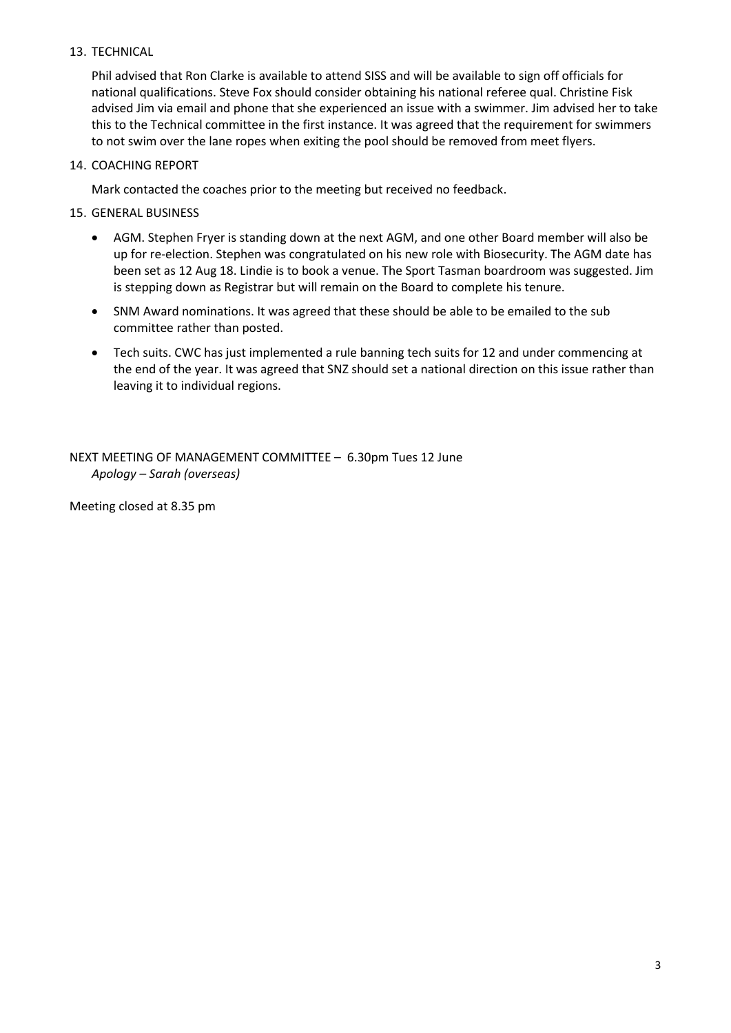13. TECHNICAL

    Phil advised that Ron Clarke is available to attend SISS and will be available to sign off officials for national qualifications. Steve Fox should consider obtaining his national referee qual. Christine Fisk advised Jim via email and phone that she experienced an issue with a swimmer. Jim advised her to take this to the Technical committee in the first instance. It was agreed that the requirement for swimmers to not swim over the lane ropes when exiting the pool should be removed from meet flyers.

14. COACHING REPORT

    Mark contacted the coaches prior to the meeting but received no feedback.

15. GENERAL BUSINESS

    - AGM. Stephen Fryer is standing down at the next AGM, and one other Board member will also be up for re-election. Stephen was congratulated on his new role with Biosecurity. The AGM date has been set as 12 Aug 18. Lindie is to book a venue. The Sport Tasman boardroom was suggested. Jim is stepping down as Registrar but will remain on the Board to complete his tenure.
    - SNM Award nominations. It was agreed that these should be able to be emailed to the sub committee rather than posted.
    - Tech suits. CWC has just implemented a rule banning tech suits for 12 and under commencing at the end of the year. It was agreed that SNZ should set a national direction on this issue rather than leaving it to individual regions.

NEXT MEETING OF MANAGEMENT COMMITTEE – 6.30pm Tues 12 June
*Apology – Sarah (overseas)*

Meeting closed at 8.35 pm